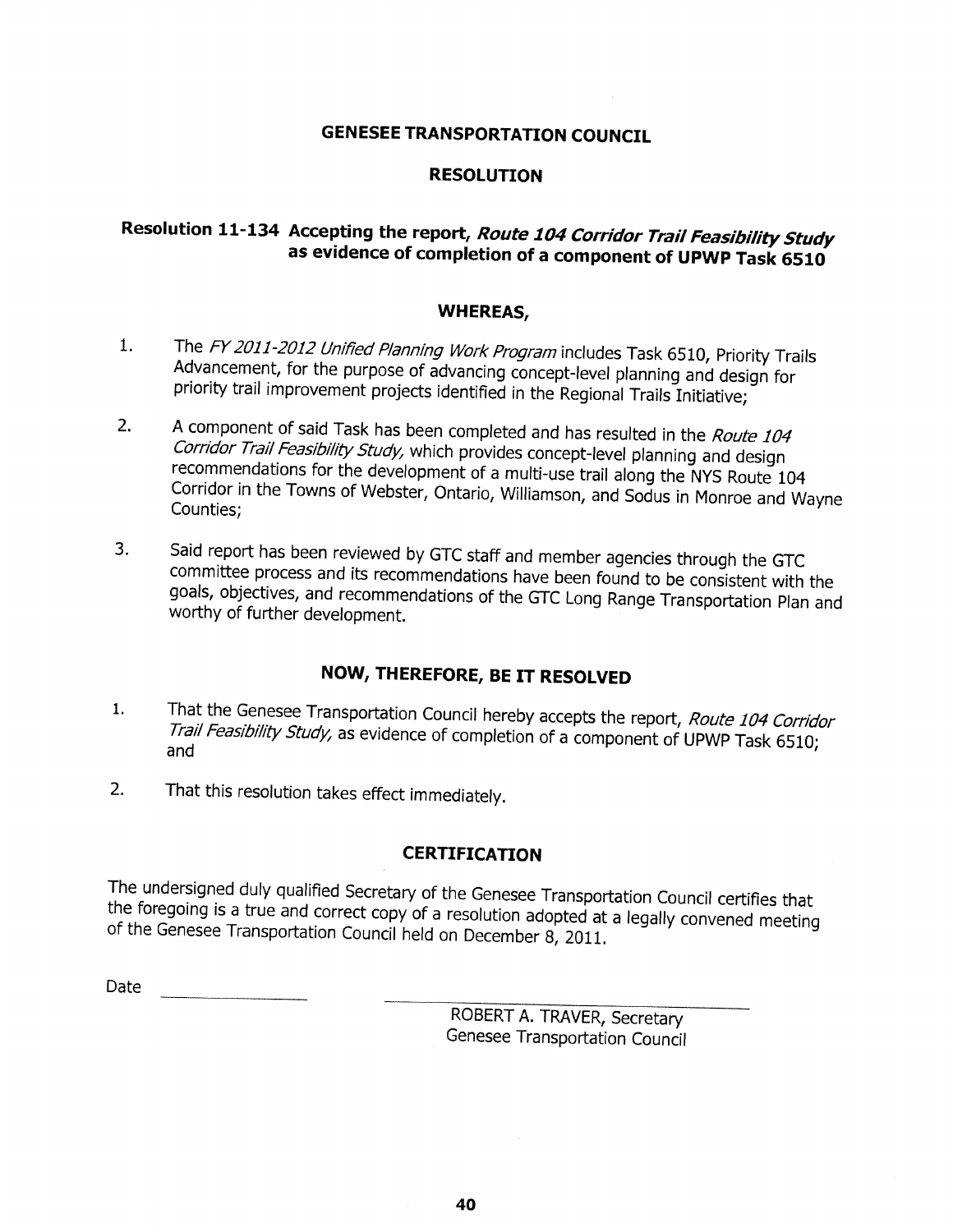# GENESEE TRANSPORTATION COUNCIL

## RESOLUTION

### Resolution 11-134 Accepting the report, *Route 104 Corridor Trail Feasibility Study* as evidence of completion of a component of UPWP Task 6510

## WHEREAS,

1. The *FY 2011-2012 Unified Planning Work Program* includes Task 6510, Priority Trails Advancement, for the purpose of advancing concept-level planning and design for priority trail improvement projects identified in the Regional Trails Initiative;

2. A component of said Task has been completed and has resulted in the *Route 104 Corridor Trail Feasibility Study*, which provides concept-level planning and design recommendations for the development of a multi-use trail along the NYS Route 104 Corridor in the Towns of Webster, Ontario, Williamson, and Sodus in Monroe and Wayne Counties;

3. Said report has been reviewed by GTC staff and member agencies through the GTC committee process and its recommendations have been found to be consistent with the goals, objectives, and recommendations of the GTC Long Range Transportation Plan and worthy of further development.

## NOW, THEREFORE, BE IT RESOLVED

1. That the Genesee Transportation Council hereby accepts the report, *Route 104 Corridor Trail Feasibility Study*, as evidence of completion of a component of UPWP Task 6510; and

2. That this resolution takes effect immediately.

## CERTIFICATION

The undersigned duly qualified Secretary of the Genesee Transportation Council certifies that the foregoing is a true and correct copy of a resolution adopted at a legally convened meeting of the Genesee Transportation Council held on December 8, 2011.

Date ______________

ROBERT A. TRAVER, Secretary
Genesee Transportation Council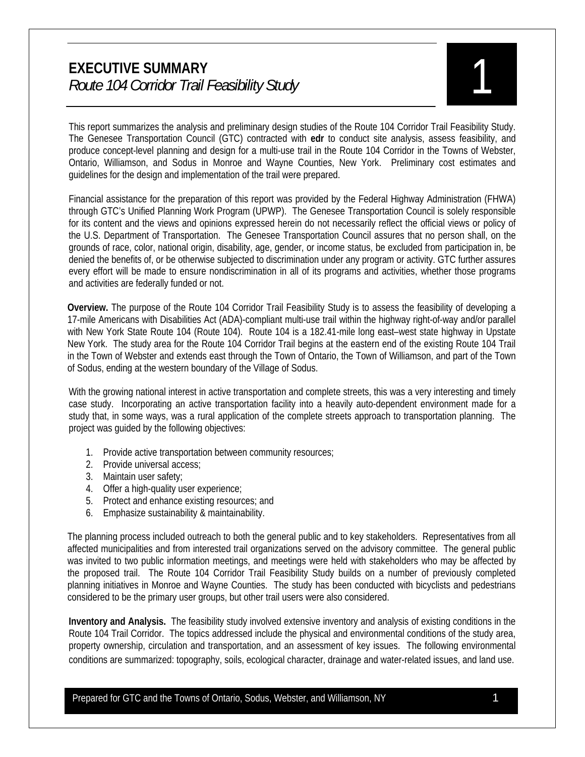# EXECUTIVE SUMMARY

*Route 104 Corridor Trail Feasibility Study*

This report summarizes the analysis and preliminary design studies of the Route 104 Corridor Trail Feasibility Study. The Genesee Transportation Council (GTC) contracted with **edr** to conduct site analysis, assess feasibility, and produce concept-level planning and design for a multi-use trail in the Route 104 Corridor in the Towns of Webster, Ontario, Williamson, and Sodus in Monroe and Wayne Counties, New York. Preliminary cost estimates and guidelines for the design and implementation of the trail were prepared.

Financial assistance for the preparation of this report was provided by the Federal Highway Administration (FHWA) through GTC's Unified Planning Work Program (UPWP). The Genesee Transportation Council is solely responsible for its content and the views and opinions expressed herein do not necessarily reflect the official views or policy of the U.S. Department of Transportation. The Genesee Transportation Council assures that no person shall, on the grounds of race, color, national origin, disability, age, gender, or income status, be excluded from participation in, be denied the benefits of, or be otherwise subjected to discrimination under any program or activity. GTC further assures every effort will be made to ensure nondiscrimination in all of its programs and activities, whether those programs and activities are federally funded or not.

**Overview.** The purpose of the Route 104 Corridor Trail Feasibility Study is to assess the feasibility of developing a 17-mile Americans with Disabilities Act (ADA)-compliant multi-use trail within the highway right-of-way and/or parallel with New York State Route 104 (Route 104). Route 104 is a 182.41-mile long east–west state highway in Upstate New York. The study area for the Route 104 Corridor Trail begins at the eastern end of the existing Route 104 Trail in the Town of Webster and extends east through the Town of Ontario, the Town of Williamson, and part of the Town of Sodus, ending at the western boundary of the Village of Sodus.

With the growing national interest in active transportation and complete streets, this was a very interesting and timely case study. Incorporating an active transportation facility into a heavily auto-dependent environment made for a study that, in some ways, was a rural application of the complete streets approach to transportation planning. The project was guided by the following objectives:

1. Provide active transportation between community resources;
2. Provide universal access;
3. Maintain user safety;
4. Offer a high-quality user experience;
5. Protect and enhance existing resources; and
6. Emphasize sustainability & maintainability.

The planning process included outreach to both the general public and to key stakeholders. Representatives from all affected municipalities and from interested trail organizations served on the advisory committee. The general public was invited to two public information meetings, and meetings were held with stakeholders who may be affected by the proposed trail. The Route 104 Corridor Trail Feasibility Study builds on a number of previously completed planning initiatives in Monroe and Wayne Counties. The study has been conducted with bicyclists and pedestrians considered to be the primary user groups, but other trail users were also considered.

**Inventory and Analysis.** The feasibility study involved extensive inventory and analysis of existing conditions in the Route 104 Trail Corridor. The topics addressed include the physical and environmental conditions of the study area, property ownership, circulation and transportation, and an assessment of key issues. The following environmental conditions are summarized: topography, soils, ecological character, drainage and water-related issues, and land use.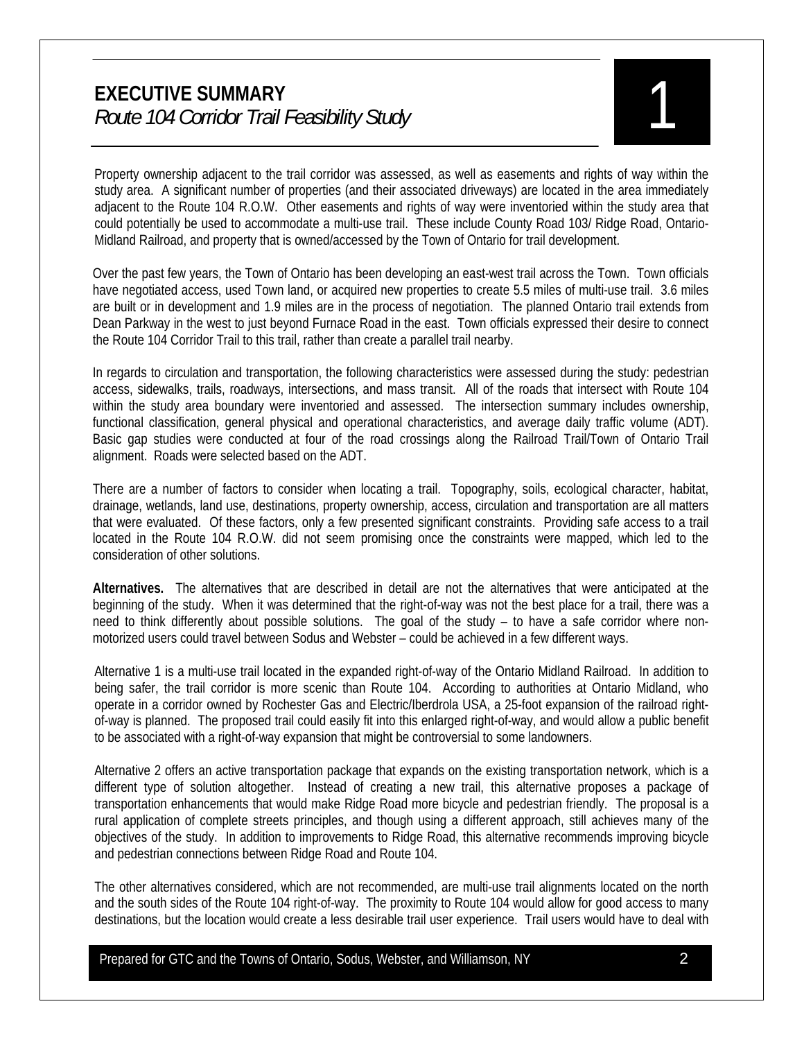Property ownership adjacent to the trail corridor was assessed, as well as easements and rights of way within the study area. A significant number of properties (and their associated driveways) are located in the area immediately adjacent to the Route 104 R.O.W. Other easements and rights of way were inventoried within the study area that could potentially be used to accommodate a multi-use trail. These include County Road 103/ Ridge Road, Ontario-Midland Railroad, and property that is owned/accessed by the Town of Ontario for trail development.

Over the past few years, the Town of Ontario has been developing an east-west trail across the Town. Town officials have negotiated access, used Town land, or acquired new properties to create 5.5 miles of multi-use trail. 3.6 miles are built or in development and 1.9 miles are in the process of negotiation. The planned Ontario trail extends from Dean Parkway in the west to just beyond Furnace Road in the east. Town officials expressed their desire to connect the Route 104 Corridor Trail to this trail, rather than create a parallel trail nearby.

In regards to circulation and transportation, the following characteristics were assessed during the study: pedestrian access, sidewalks, trails, roadways, intersections, and mass transit. All of the roads that intersect with Route 104 within the study area boundary were inventoried and assessed. The intersection summary includes ownership, functional classification, general physical and operational characteristics, and average daily traffic volume (ADT). Basic gap studies were conducted at four of the road crossings along the Railroad Trail/Town of Ontario Trail alignment. Roads were selected based on the ADT.

There are a number of factors to consider when locating a trail. Topography, soils, ecological character, habitat, drainage, wetlands, land use, destinations, property ownership, access, circulation and transportation are all matters that were evaluated. Of these factors, only a few presented significant constraints. Providing safe access to a trail located in the Route 104 R.O.W. did not seem promising once the constraints were mapped, which led to the consideration of other solutions.

**Alternatives.** The alternatives that are described in detail are not the alternatives that were anticipated at the beginning of the study. When it was determined that the right-of-way was not the best place for a trail, there was a need to think differently about possible solutions. The goal of the study – to have a safe corridor where non-motorized users could travel between Sodus and Webster – could be achieved in a few different ways.

Alternative 1 is a multi-use trail located in the expanded right-of-way of the Ontario Midland Railroad. In addition to being safer, the trail corridor is more scenic than Route 104. According to authorities at Ontario Midland, who operate in a corridor owned by Rochester Gas and Electric/Iberdrola USA, a 25-foot expansion of the railroad right-of-way is planned. The proposed trail could easily fit into this enlarged right-of-way, and would allow a public benefit to be associated with a right-of-way expansion that might be controversial to some landowners.

Alternative 2 offers an active transportation package that expands on the existing transportation network, which is a different type of solution altogether. Instead of creating a new trail, this alternative proposes a package of transportation enhancements that would make Ridge Road more bicycle and pedestrian friendly. The proposal is a rural application of complete streets principles, and though using a different approach, still achieves many of the objectives of the study. In addition to improvements to Ridge Road, this alternative recommends improving bicycle and pedestrian connections between Ridge Road and Route 104.

The other alternatives considered, which are not recommended, are multi-use trail alignments located on the north and the south sides of the Route 104 right-of-way. The proximity to Route 104 would allow for good access to many destinations, but the location would create a less desirable trail user experience. Trail users would have to deal with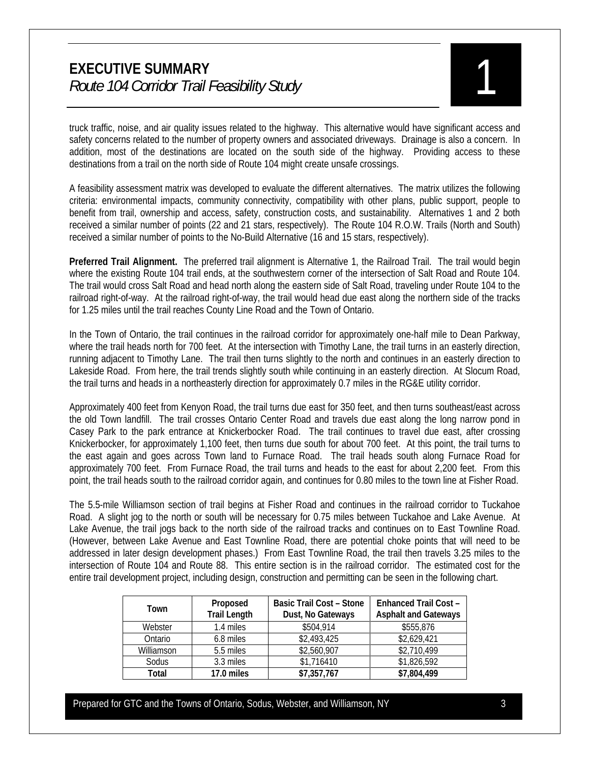truck traffic, noise, and air quality issues related to the highway. This alternative would have significant access and safety concerns related to the number of property owners and associated driveways. Drainage is also a concern. In addition, most of the destinations are located on the south side of the highway. Providing access to these destinations from a trail on the north side of Route 104 might create unsafe crossings.

A feasibility assessment matrix was developed to evaluate the different alternatives. The matrix utilizes the following criteria: environmental impacts, community connectivity, compatibility with other plans, public support, people to benefit from trail, ownership and access, safety, construction costs, and sustainability. Alternatives 1 and 2 both received a similar number of points (22 and 21 stars, respectively). The Route 104 R.O.W. Trails (North and South) received a similar number of points to the No-Build Alternative (16 and 15 stars, respectively).

**Preferred Trail Alignment.** The preferred trail alignment is Alternative 1, the Railroad Trail. The trail would begin where the existing Route 104 trail ends, at the southwestern corner of the intersection of Salt Road and Route 104. The trail would cross Salt Road and head north along the eastern side of Salt Road, traveling under Route 104 to the railroad right-of-way. At the railroad right-of-way, the trail would head due east along the northern side of the tracks for 1.25 miles until the trail reaches County Line Road and the Town of Ontario.

In the Town of Ontario, the trail continues in the railroad corridor for approximately one-half mile to Dean Parkway, where the trail heads north for 700 feet. At the intersection with Timothy Lane, the trail turns in an easterly direction, running adjacent to Timothy Lane. The trail then turns slightly to the north and continues in an easterly direction to Lakeside Road. From here, the trail trends slightly south while continuing in an easterly direction. At Slocum Road, the trail turns and heads in a northeasterly direction for approximately 0.7 miles in the RG&E utility corridor.

Approximately 400 feet from Kenyon Road, the trail turns due east for 350 feet, and then turns southeast/east across the old Town landfill. The trail crosses Ontario Center Road and travels due east along the long narrow pond in Casey Park to the park entrance at Knickerbocker Road. The trail continues to travel due east, after crossing Knickerbocker, for approximately 1,100 feet, then turns due south for about 700 feet. At this point, the trail turns to the east again and goes across Town land to Furnace Road. The trail heads south along Furnace Road for approximately 700 feet. From Furnace Road, the trail turns and heads to the east for about 2,200 feet. From this point, the trail heads south to the railroad corridor again, and continues for 0.80 miles to the town line at Fisher Road.

The 5.5-mile Williamson section of trail begins at Fisher Road and continues in the railroad corridor to Tuckahoe Road. A slight jog to the north or south will be necessary for 0.75 miles between Tuckahoe and Lake Avenue. At Lake Avenue, the trail jogs back to the north side of the railroad tracks and continues on to East Townline Road. (However, between Lake Avenue and East Townline Road, there are potential choke points that will need to be addressed in later design development phases.) From East Townline Road, the trail then travels 3.25 miles to the intersection of Route 104 and Route 88. This entire section is in the railroad corridor. The estimated cost for the entire trail development project, including design, construction and permitting can be seen in the following chart.

| Town | Proposed Trail Length | Basic Trail Cost – Stone Dust, No Gateways | Enhanced Trail Cost – Asphalt and Gateways |
|---|---|---|---|
| Webster | 1.4 miles | $504,914 | $555,876 |
| Ontario | 6.8 miles | $2,493,425 | $2,629,421 |
| Williamson | 5.5 miles | $2,560,907 | $2,710,499 |
| Sodus | 3.3 miles | $1,716410 | $1,826,592 |
| **Total** | **17.0 miles** | **$7,357,767** | **$7,804,499** |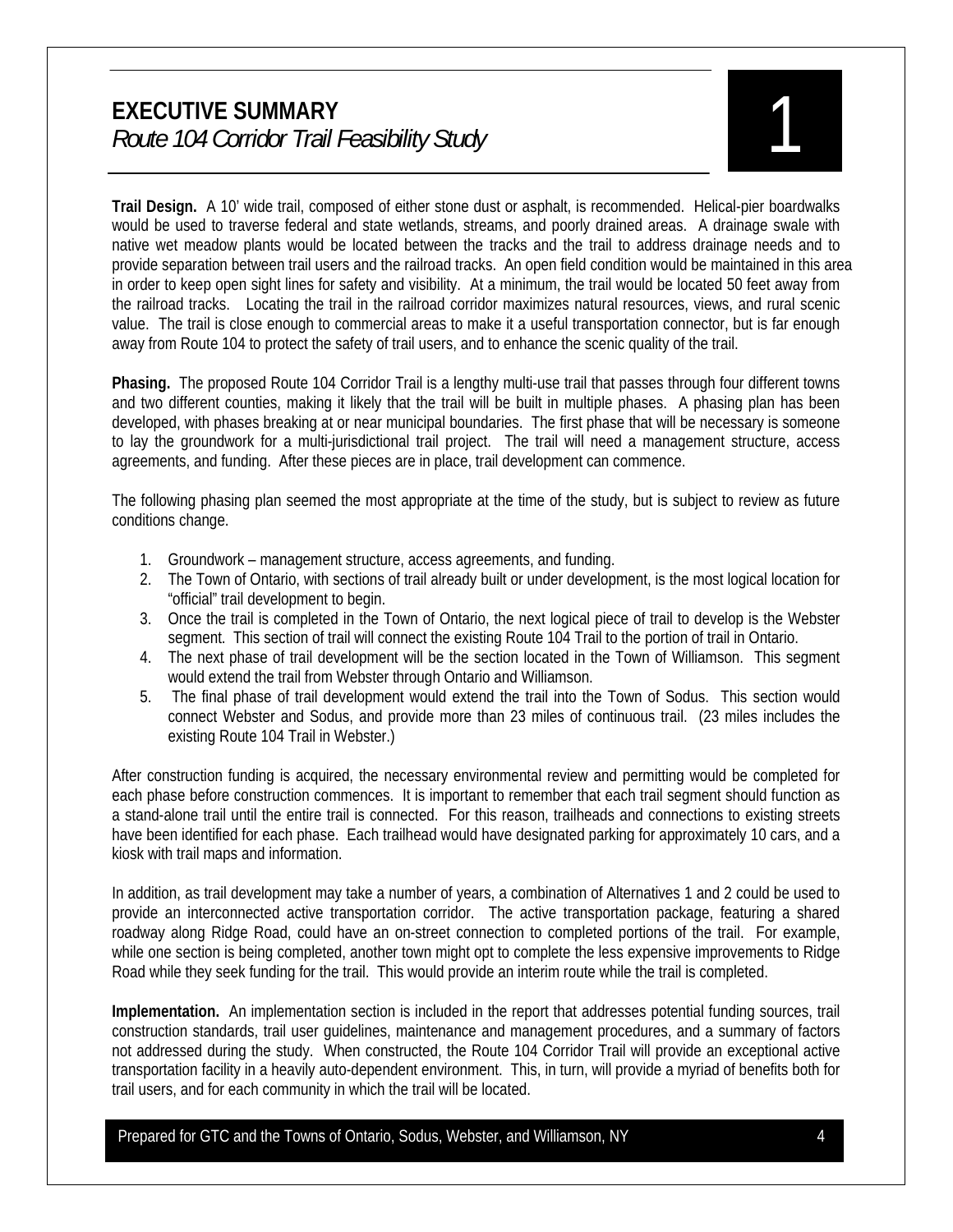# EXECUTIVE SUMMARY

*Route 104 Corridor Trail Feasibility Study*

**Trail Design.** A 10' wide trail, composed of either stone dust or asphalt, is recommended. Helical-pier boardwalks would be used to traverse federal and state wetlands, streams, and poorly drained areas. A drainage swale with native wet meadow plants would be located between the tracks and the trail to address drainage needs and to provide separation between trail users and the railroad tracks. An open field condition would be maintained in this area in order to keep open sight lines for safety and visibility. At a minimum, the trail would be located 50 feet away from the railroad tracks. Locating the trail in the railroad corridor maximizes natural resources, views, and rural scenic value. The trail is close enough to commercial areas to make it a useful transportation connector, but is far enough away from Route 104 to protect the safety of trail users, and to enhance the scenic quality of the trail.

**Phasing.** The proposed Route 104 Corridor Trail is a lengthy multi-use trail that passes through four different towns and two different counties, making it likely that the trail will be built in multiple phases. A phasing plan has been developed, with phases breaking at or near municipal boundaries. The first phase that will be necessary is someone to lay the groundwork for a multi-jurisdictional trail project. The trail will need a management structure, access agreements, and funding. After these pieces are in place, trail development can commence.

The following phasing plan seemed the most appropriate at the time of the study, but is subject to review as future conditions change.

1. Groundwork – management structure, access agreements, and funding.
2. The Town of Ontario, with sections of trail already built or under development, is the most logical location for "official" trail development to begin.
3. Once the trail is completed in the Town of Ontario, the next logical piece of trail to develop is the Webster segment. This section of trail will connect the existing Route 104 Trail to the portion of trail in Ontario.
4. The next phase of trail development will be the section located in the Town of Williamson. This segment would extend the trail from Webster through Ontario and Williamson.
5. The final phase of trail development would extend the trail into the Town of Sodus. This section would connect Webster and Sodus, and provide more than 23 miles of continuous trail. (23 miles includes the existing Route 104 Trail in Webster.)

After construction funding is acquired, the necessary environmental review and permitting would be completed for each phase before construction commences. It is important to remember that each trail segment should function as a stand-alone trail until the entire trail is connected. For this reason, trailheads and connections to existing streets have been identified for each phase. Each trailhead would have designated parking for approximately 10 cars, and a kiosk with trail maps and information.

In addition, as trail development may take a number of years, a combination of Alternatives 1 and 2 could be used to provide an interconnected active transportation corridor. The active transportation package, featuring a shared roadway along Ridge Road, could have an on-street connection to completed portions of the trail. For example, while one section is being completed, another town might opt to complete the less expensive improvements to Ridge Road while they seek funding for the trail. This would provide an interim route while the trail is completed.

**Implementation.** An implementation section is included in the report that addresses potential funding sources, trail construction standards, trail user guidelines, maintenance and management procedures, and a summary of factors not addressed during the study. When constructed, the Route 104 Corridor Trail will provide an exceptional active transportation facility in a heavily auto-dependent environment. This, in turn, will provide a myriad of benefits both for trail users, and for each community in which the trail will be located.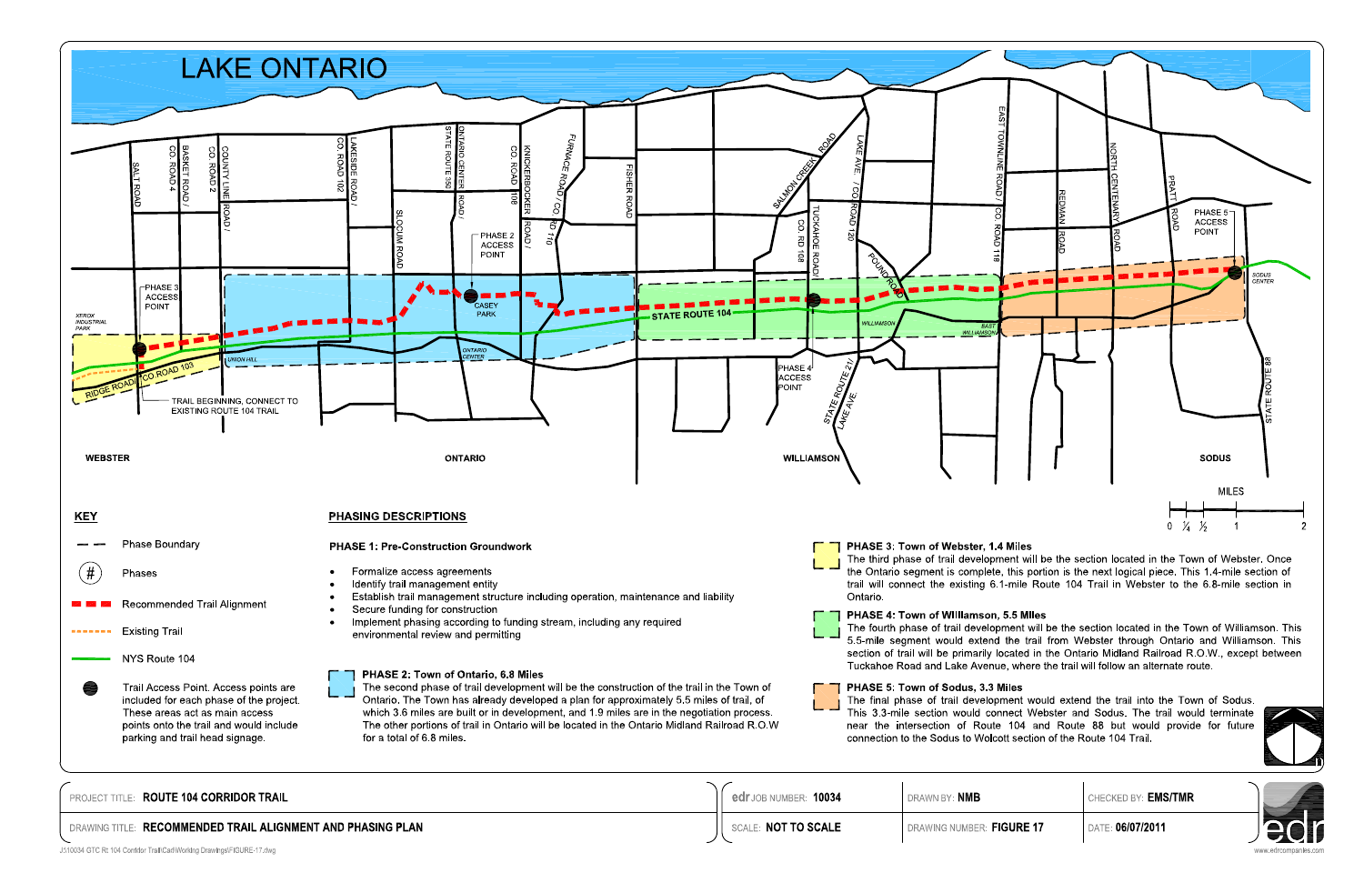# LAKE ONTARIO

SALT ROAD
CO. ROAD 4 / BASKET ROAD
CO. ROAD 2 / COUNTY LINE ROAD
CO. ROAD 102 / LAKESIDE ROAD
SLOCUM ROAD
STATE ROUTE 350 / ONTARIO CENTER ROAD
CO. ROAD 108 / KNICKERBOCKER ROAD
FURNACE ROAD / CO. RD 110
FISHER ROAD
SALMON CREEK ROAD
CO. RD 108 / TUCKAHOE ROAD
LAKE AVE. / CO. ROAD 120
POUND ROAD
EAST TOWNLINE ROAD / CO. ROAD 118
REDMAN ROAD
NORTH CENTENARY ROAD
PRATT ROAD

PHASE 3 ACCESS POINT
XEROX INDUSTRIAL PARK
RIDGE ROAD
CO. ROAD 103
UNION HILL
TRAIL BEGINNING, CONNECT TO EXISTING ROUTE 104 TRAIL
PHASE 2 ACCESS POINT
CASEY PARK
ONTARIO CENTER
STATE ROUTE 104
PHASE 4 ACCESS POINT
STATE ROUTE 21 / LAKE AVE.
WILLIAMSON
EAST WILLIAMSON
PHASE 5 ACCESS POINT
SODUS CENTER
STATE ROUTE 88

WEBSTER
ONTARIO
WILLIAMSON
SODUS

MILES
0 ¼ ½ 1 2

## KEY

- Phase Boundary
- Phases
- Recommended Trail Alignment
- Existing Trail
- NYS Route 104
- Trail Access Point. Access points are included for each phase of the project. These areas act as main access points onto the trail and would include parking and trail head signage.

## PHASING DESCRIPTIONS

### PHASE 1: Pre-Construction Groundwork

- Formalize access agreements
- Identify trail management entity
- Establish trail management structure including operation, maintenance and liability
- Secure funding for construction
- Implement phasing according to funding stream, including any required environmental review and permitting

### PHASE 2: Town of Ontario, 6.8 Miles

The second phase of trail development will be the construction of the trail in the Town of Ontario. The Town has already developed a plan for approximately 5.5 miles of trail, of which 3.6 miles are built or in development, and 1.9 miles are in the negotiation process. The other portions of trail in Ontario will be located in the Ontario Midland Railroad R.O.W for a total of 6.8 miles.

### PHASE 3: Town of Webster, 1.4 Miles

The third phase of trail development will be the section located in the Town of Webster. Once the Ontario segment is complete, this portion is the next logical piece. This 1.4-mile section of trail will connect the existing 6.1-mile Route 104 Trail in Webster to the 6.8-mile section in Ontario.

### PHASE 4: Town of Williamson, 5.5 Miles

The fourth phase of trail development will be the section located in the Town of Williamson. This 5.5-mile segment would extend the trail from Webster through Ontario and Williamson. This section of trail will be primarily located in the Ontario Midland Railroad R.O.W., except between Tuckahoe Road and Lake Avenue, where the trail will follow an alternate route.

### PHASE 5: Town of Sodus, 3.3 Miles

The final phase of trail development would extend the trail into the Town of Sodus. This 3.3-mile section would connect Webster and Sodus. The trail would terminate near the intersection of Route 104 and Route 88 but would provide for future connection to the Sodus to Wolcott section of the Route 104 Trail.

| | | | |
|---|---|---|---|
| PROJECT TITLE: **ROUTE 104 CORRIDOR TRAIL** | edr JOB NUMBER: **10034** | DRAWN BY: **NMB** | CHECKED BY: **EMS/TMR** |
| DRAWING TITLE: **RECOMMENDED TRAIL ALIGNMENT AND PHASING PLAN** | SCALE: **NOT TO SCALE** | DRAWING NUMBER: **FIGURE 17** | DATE: **06/07/2011** |

J:\10034 GTC Rt 104 Corridor Trail\Cad\Working Drawings\FIGURE-17.dwg

www.edrcompanies.com